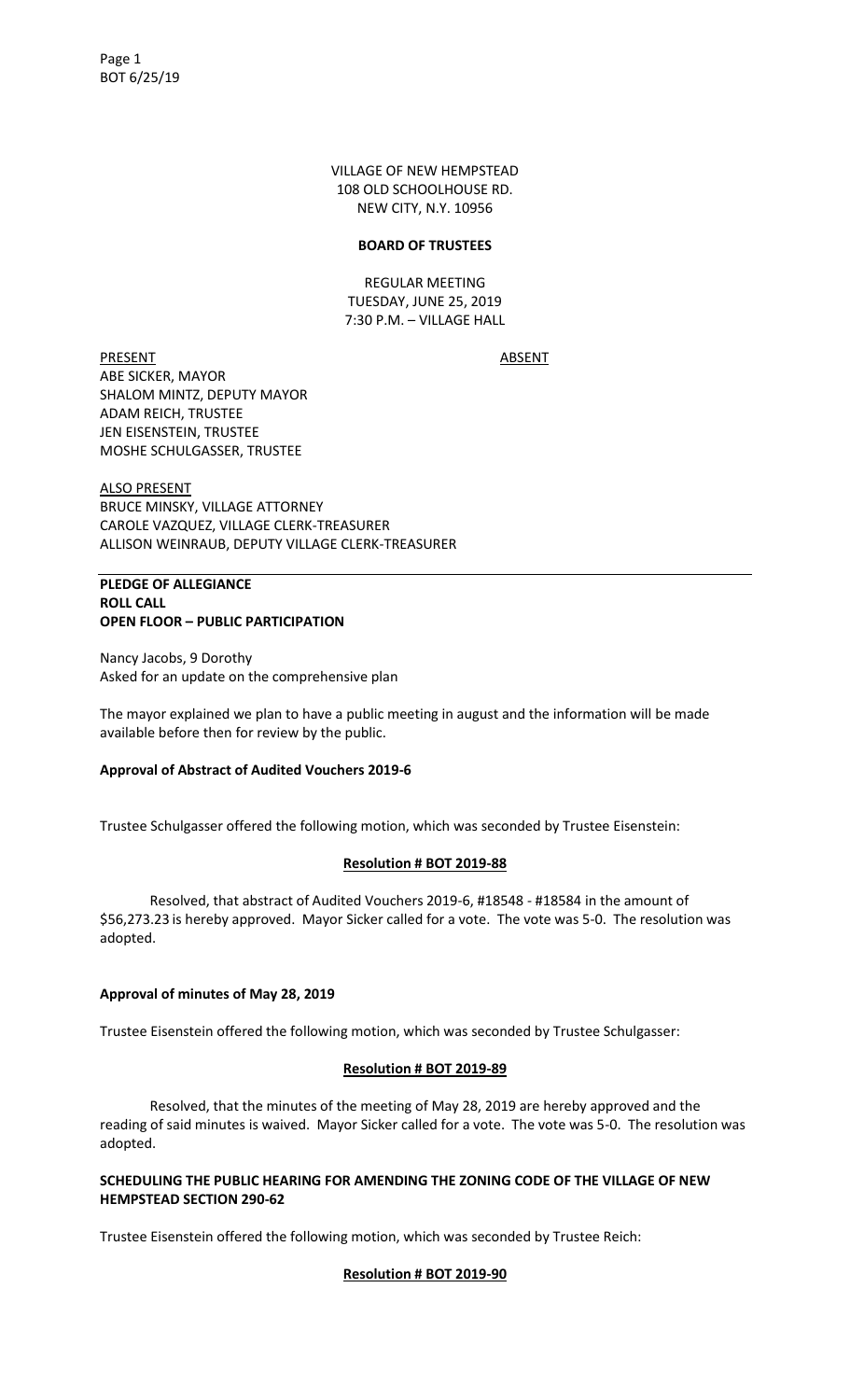VILLAGE OF NEW HEMPSTEAD
108 OLD SCHOOLHOUSE RD.
NEW CITY, N.Y. 10956

**BOARD OF TRUSTEES**

REGULAR MEETING
TUESDAY, JUNE 25, 2019
7:30 P.M. – VILLAGE HALL

| PRESENT | ABSENT |
|---|---|
| ABE SICKER, MAYOR | |
| SHALOM MINTZ, DEPUTY MAYOR | |
| ADAM REICH, TRUSTEE | |
| JEN EISENSTEIN, TRUSTEE | |
| MOSHE SCHULGASSER, TRUSTEE | |

ALSO PRESENT
BRUCE MINSKY, VILLAGE ATTORNEY
CAROLE VAZQUEZ, VILLAGE CLERK-TREASURER
ALLISON WEINRAUB, DEPUTY VILLAGE CLERK-TREASURER

---

**PLEDGE OF ALLEGIANCE**
**ROLL CALL**
**OPEN FLOOR – PUBLIC PARTICIPATION**

Nancy Jacobs, 9 Dorothy
Asked for an update on the comprehensive plan

The mayor explained we plan to have a public meeting in august and the information will be made available before then for review by the public.

**Approval of Abstract of Audited Vouchers 2019-6**

Trustee Schulgasser offered the following motion, which was seconded by Trustee Eisenstein:

**Resolution # BOT 2019-88**

Resolved, that abstract of Audited Vouchers 2019-6, #18548 - #18584 in the amount of $56,273.23 is hereby approved. Mayor Sicker called for a vote. The vote was 5-0. The resolution was adopted.

**Approval of minutes of May 28, 2019**

Trustee Eisenstein offered the following motion, which was seconded by Trustee Schulgasser:

**Resolution # BOT 2019-89**

Resolved, that the minutes of the meeting of May 28, 2019 are hereby approved and the reading of said minutes is waived. Mayor Sicker called for a vote. The vote was 5-0. The resolution was adopted.

**SCHEDULING THE PUBLIC HEARING FOR AMENDING THE ZONING CODE OF THE VILLAGE OF NEW HEMPSTEAD SECTION 290-62**

Trustee Eisenstein offered the following motion, which was seconded by Trustee Reich:

**Resolution # BOT 2019-90**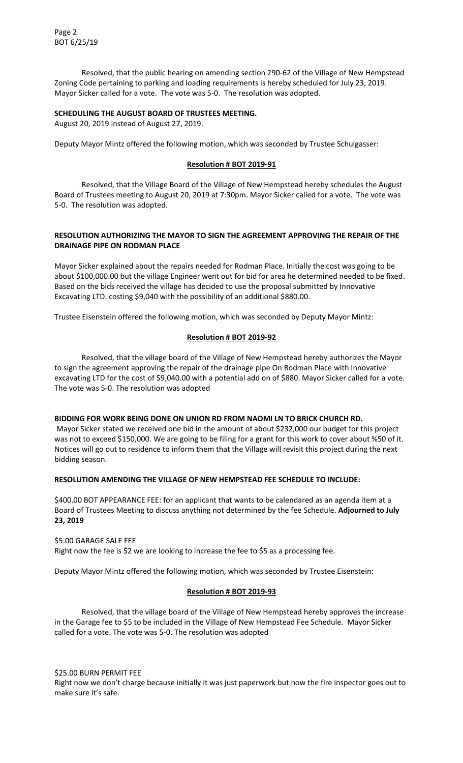Resolved, that the public hearing on amending section 290-62 of the Village of New Hempstead Zoning Code pertaining to parking and loading requirements is hereby scheduled for July 23, 2019. Mayor Sicker called for a vote. The vote was 5-0. The resolution was adopted.

**SCHEDULING THE AUGUST BOARD OF TRUSTEES MEETING.**

August 20, 2019 instead of August 27, 2019.

Deputy Mayor Mintz offered the following motion, which was seconded by Trustee Schulgasser:

**Resolution # BOT 2019-91**

Resolved, that the Village Board of the Village of New Hempstead hereby schedules the August Board of Trustees meeting to August 20, 2019 at 7:30pm. Mayor Sicker called for a vote. The vote was 5-0. The resolution was adopted.

**RESOLUTION AUTHORIZING THE MAYOR TO SIGN THE AGREEMENT APPROVING THE REPAIR OF THE DRAINAGE PIPE ON RODMAN PLACE**

Mayor Sicker explained about the repairs needed for Rodman Place. Initially the cost was going to be about $100,000.00 but the village Engineer went out for bid for area he determined needed to be fixed. Based on the bids received the village has decided to use the proposal submitted by Innovative Excavating LTD. costing $9,040 with the possibility of an additional $880.00.

Trustee Eisenstein offered the following motion, which was seconded by Deputy Mayor Mintz:

**Resolution # BOT 2019-92**

Resolved, that the village board of the Village of New Hempstead hereby authorizes the Mayor to sign the agreement approving the repair of the drainage pipe On Rodman Place with Innovative excavating LTD for the cost of $9,040.00 with a potential add on of $880. Mayor Sicker called for a vote. The vote was 5-0. The resolution was adopted

**BIDDING FOR WORK BEING DONE ON UNION RD FROM NAOMI LN TO BRICK CHURCH RD.**

Mayor Sicker stated we received one bid in the amount of about $232,000 our budget for this project was not to exceed $150,000. We are going to be filing for a grant for this work to cover about %50 of it. Notices will go out to residence to inform them that the Village will revisit this project during the next bidding season.

**RESOLUTION AMENDING THE VILLAGE OF NEW HEMPSTEAD FEE SCHEDULE TO INCLUDE:**

$400.00 BOT APPEARANCE FEE: for an applicant that wants to be calendared as an agenda item at a Board of Trustees Meeting to discuss anything not determined by the fee Schedule. **Adjourned to July 23, 2019**

$5.00 GARAGE SALE FEE
Right now the fee is $2 we are looking to increase the fee to $5 as a processing fee.

Deputy Mayor Mintz offered the following motion, which was seconded by Trustee Eisenstein:

**Resolution # BOT 2019-93**

Resolved, that the village board of the Village of New Hempstead hereby approves the increase in the Garage fee to $5 to be included in the Village of New Hempstead Fee Schedule. Mayor Sicker called for a vote. The vote was 5-0. The resolution was adopted

$25.00 BURN PERMIT FEE
Right now we don't charge because initially it was just paperwork but now the fire inspector goes out to make sure it's safe.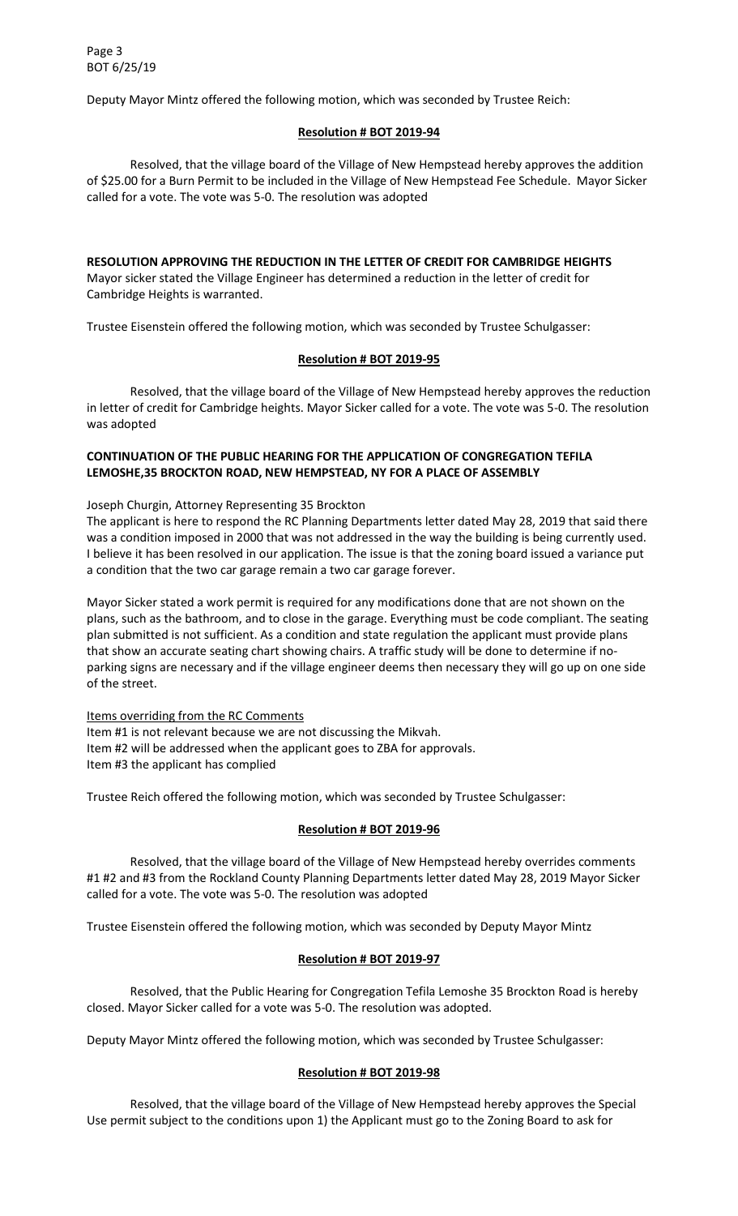Deputy Mayor Mintz offered the following motion, which was seconded by Trustee Reich:

**Resolution # BOT 2019-94**

Resolved, that the village board of the Village of New Hempstead hereby approves the addition of $25.00 for a Burn Permit to be included in the Village of New Hempstead Fee Schedule. Mayor Sicker called for a vote. The vote was 5-0. The resolution was adopted

**RESOLUTION APPROVING THE REDUCTION IN THE LETTER OF CREDIT FOR CAMBRIDGE HEIGHTS**

Mayor sicker stated the Village Engineer has determined a reduction in the letter of credit for Cambridge Heights is warranted.

Trustee Eisenstein offered the following motion, which was seconded by Trustee Schulgasser:

**Resolution # BOT 2019-95**

Resolved, that the village board of the Village of New Hempstead hereby approves the reduction in letter of credit for Cambridge heights. Mayor Sicker called for a vote. The vote was 5-0. The resolution was adopted

**CONTINUATION OF THE PUBLIC HEARING FOR THE APPLICATION OF CONGREGATION TEFILA LEMOSHE,35 BROCKTON ROAD, NEW HEMPSTEAD, NY FOR A PLACE OF ASSEMBLY**

Joseph Churgin, Attorney Representing 35 Brockton

The applicant is here to respond the RC Planning Departments letter dated May 28, 2019 that said there was a condition imposed in 2000 that was not addressed in the way the building is being currently used. I believe it has been resolved in our application. The issue is that the zoning board issued a variance put a condition that the two car garage remain a two car garage forever.

Mayor Sicker stated a work permit is required for any modifications done that are not shown on the plans, such as the bathroom, and to close in the garage. Everything must be code compliant. The seating plan submitted is not sufficient. As a condition and state regulation the applicant must provide plans that show an accurate seating chart showing chairs. A traffic study will be done to determine if no-parking signs are necessary and if the village engineer deems then necessary they will go up on one side of the street.

Items overriding from the RC Comments

Item #1 is not relevant because we are not discussing the Mikvah.

Item #2 will be addressed when the applicant goes to ZBA for approvals.

Item #3 the applicant has complied

Trustee Reich offered the following motion, which was seconded by Trustee Schulgasser:

**Resolution # BOT 2019-96**

Resolved, that the village board of the Village of New Hempstead hereby overrides comments #1 #2 and #3 from the Rockland County Planning Departments letter dated May 28, 2019 Mayor Sicker called for a vote. The vote was 5-0. The resolution was adopted

Trustee Eisenstein offered the following motion, which was seconded by Deputy Mayor Mintz

**Resolution # BOT 2019-97**

Resolved, that the Public Hearing for Congregation Tefila Lemoshe 35 Brockton Road is hereby closed. Mayor Sicker called for a vote was 5-0. The resolution was adopted.

Deputy Mayor Mintz offered the following motion, which was seconded by Trustee Schulgasser:

**Resolution # BOT 2019-98**

Resolved, that the village board of the Village of New Hempstead hereby approves the Special Use permit subject to the conditions upon 1) the Applicant must go to the Zoning Board to ask for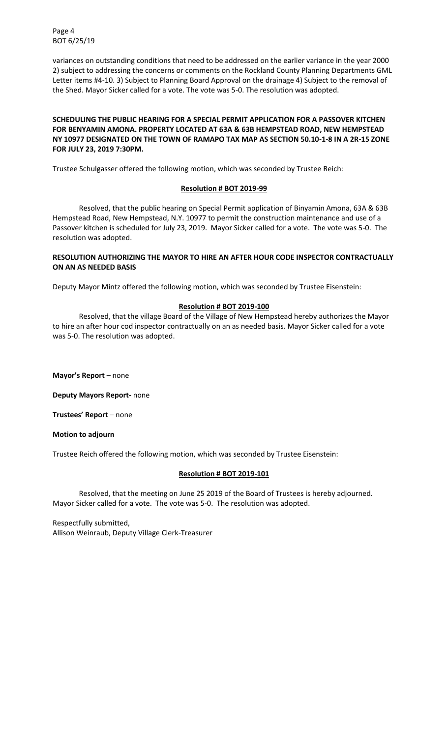variances on outstanding conditions that need to be addressed on the earlier variance in the year 2000 2) subject to addressing the concerns or comments on the Rockland County Planning Departments GML Letter items #4-10. 3) Subject to Planning Board Approval on the drainage 4) Subject to the removal of the Shed. Mayor Sicker called for a vote. The vote was 5-0. The resolution was adopted.

**SCHEDULING THE PUBLIC HEARING FOR A SPECIAL PERMIT APPLICATION FOR A PASSOVER KITCHEN FOR BENYAMIN AMONA. PROPERTY LOCATED AT 63A & 63B HEMPSTEAD ROAD, NEW HEMPSTEAD NY 10977 DESIGNATED ON THE TOWN OF RAMAPO TAX MAP AS SECTION 50.10-1-8 IN A 2R-15 ZONE FOR JULY 23, 2019 7:30PM.**

Trustee Schulgasser offered the following motion, which was seconded by Trustee Reich:

**Resolution # BOT 2019-99**

Resolved, that the public hearing on Special Permit application of Binyamin Amona, 63A & 63B Hempstead Road, New Hempstead, N.Y. 10977 to permit the construction maintenance and use of a Passover kitchen is scheduled for July 23, 2019. Mayor Sicker called for a vote. The vote was 5-0. The resolution was adopted.

**RESOLUTION AUTHORIZING THE MAYOR TO HIRE AN AFTER HOUR CODE INSPECTOR CONTRACTUALLY ON AN AS NEEDED BASIS**

Deputy Mayor Mintz offered the following motion, which was seconded by Trustee Eisenstein:

**Resolution # BOT 2019-100**

Resolved, that the village Board of the Village of New Hempstead hereby authorizes the Mayor to hire an after hour cod inspector contractually on an as needed basis. Mayor Sicker called for a vote was 5-0. The resolution was adopted.

**Mayor's Report** – none

**Deputy Mayors Report-** none

**Trustees' Report** – none

**Motion to adjourn**

Trustee Reich offered the following motion, which was seconded by Trustee Eisenstein:

**Resolution # BOT 2019-101**

Resolved, that the meeting on June 25 2019 of the Board of Trustees is hereby adjourned. Mayor Sicker called for a vote. The vote was 5-0. The resolution was adopted.

Respectfully submitted,
Allison Weinraub, Deputy Village Clerk-Treasurer